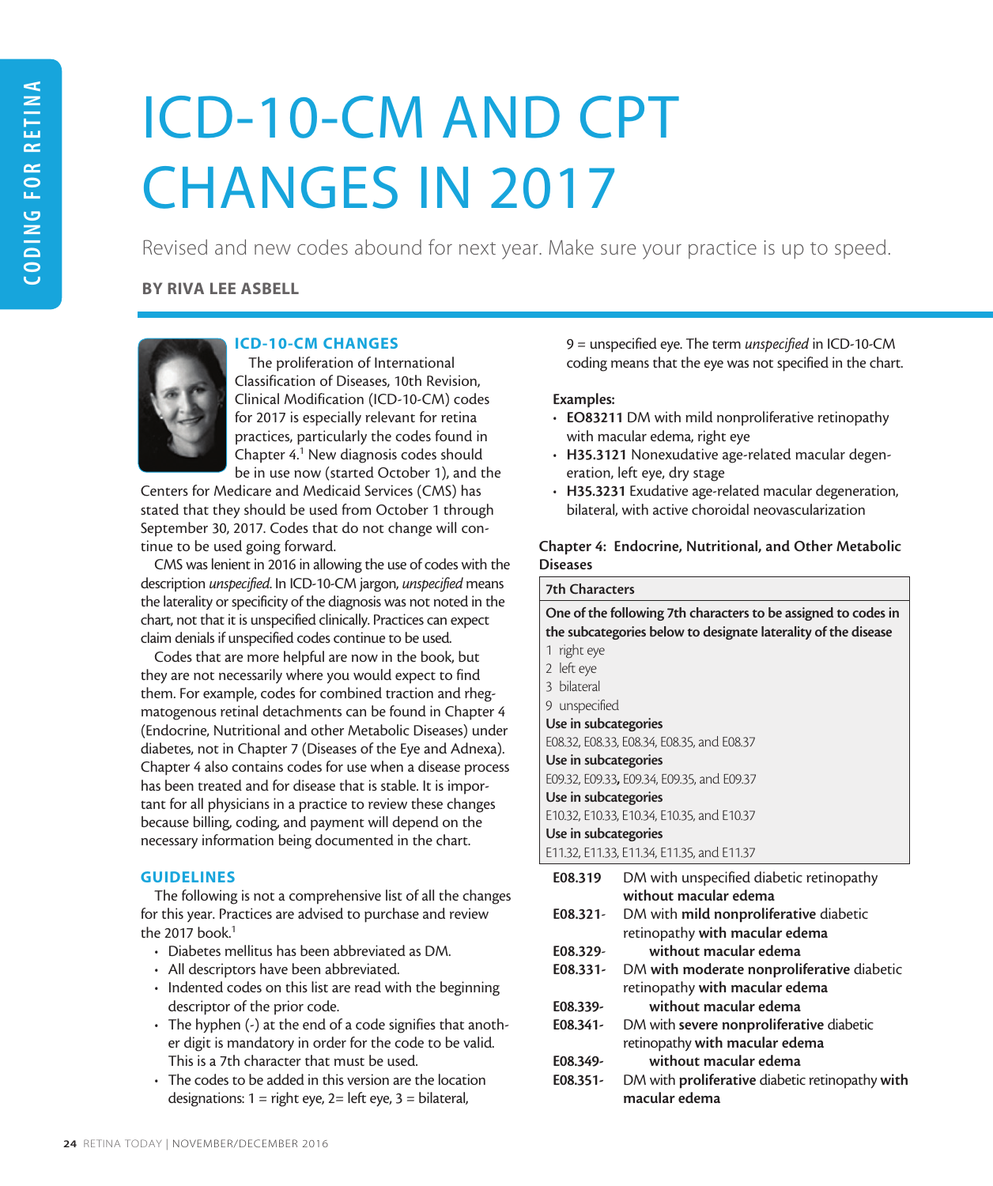# ICD-10-CM AND CPT CHANGES IN 2017

Revised and new codes abound for next year. Make sure your practice is up to speed.

**BY RIVA LEE ASBELL**

## ICD-10-CM CHANGES

The proliferation of International Classification of Diseases, 10th Revision, Clinical Modification (ICD-10-CM) codes for 2017 is especially relevant for retina practices, particularly the codes found in Chapter 4.[1] New diagnosis codes should be in use now (started October 1), and the Centers for Medicare and Medicaid Services (CMS) has stated that they should be used from October 1 through September 30, 2017. Codes that do not change will continue to be used going forward.

CMS was lenient in 2016 in allowing the use of codes with the description *unspecified*. In ICD-10-CM jargon, *unspecified* means the laterality or specificity of the diagnosis was not noted in the chart, not that it is unspecified clinically. Practices can expect claim denials if unspecified codes continue to be used.

Codes that are more helpful are now in the book, but they are not necessarily where you would expect to find them. For example, codes for combined traction and rhegmatogenous retinal detachments can be found in Chapter 4 (Endocrine, Nutritional and other Metabolic Diseases) under diabetes, not in Chapter 7 (Diseases of the Eye and Adnexa). Chapter 4 also contains codes for use when a disease process has been treated and for disease that is stable. It is important for all physicians in a practice to review these changes because billing, coding, and payment will depend on the necessary information being documented in the chart.

## GUIDELINES

The following is not a comprehensive list of all the changes for this year. Practices are advised to purchase and review the 2017 book.[1]

- Diabetes mellitus has been abbreviated as DM.
- All descriptors have been abbreviated.
- Indented codes on this list are read with the beginning descriptor of the prior code.
- The hyphen (-) at the end of a code signifies that another digit is mandatory in order for the code to be valid. This is a 7th character that must be used.
- The codes to be added in this version are the location designations: 1 = right eye, 2= left eye, 3 = bilateral, 9 = unspecified eye. The term *unspecified* in ICD-10-CM coding means that the eye was not specified in the chart.

**Examples:**

- **EO83211** DM with mild nonproliferative retinopathy with macular edema, right eye
- **H35.3121** Nonexudative age-related macular degeneration, left eye, dry stage
- **H35.3231** Exudative age-related macular degeneration, bilateral, with active choroidal neovascularization

### Chapter 4: Endocrine, Nutritional, and Other Metabolic Diseases

| 7th Characters |
|---|
| **One of the following 7th characters to be assigned to codes in the subcategories below to designate laterality of the disease** |
| 1 right eye |
| 2 left eye |
| 3 bilateral |
| 9 unspecified |
| **Use in subcategories** |
| E08.32, E08.33, E08.34, E08.35, and E08.37 |
| **Use in subcategories** |
| E09.32, E09.33, E09.34, E09.35, and E09.37 |
| **Use in subcategories** |
| E10.32, E10.33, E10.34, E10.35, and E10.37 |
| **Use in subcategories** |
| E11.32, E11.33, E11.34, E11.35, and E11.37 |

| | |
|---|---|
| **E08.319** | DM with unspecified diabetic retinopathy **without macular edema** |
| **E08.321-** | DM with **mild nonproliferative** diabetic retinopathy **with macular edema** |
| **E08.329-** | **without macular edema** |
| **E08.331-** | DM **with moderate nonproliferative** diabetic retinopathy **with macular edema** |
| **E08.339-** | **without macular edema** |
| **E08.341-** | DM with **severe nonproliferative** diabetic retinopathy **with macular edema** |
| **E08.349-** | **without macular edema** |
| **E08.351-** | DM with **proliferative** diabetic retinopathy **with macular edema** |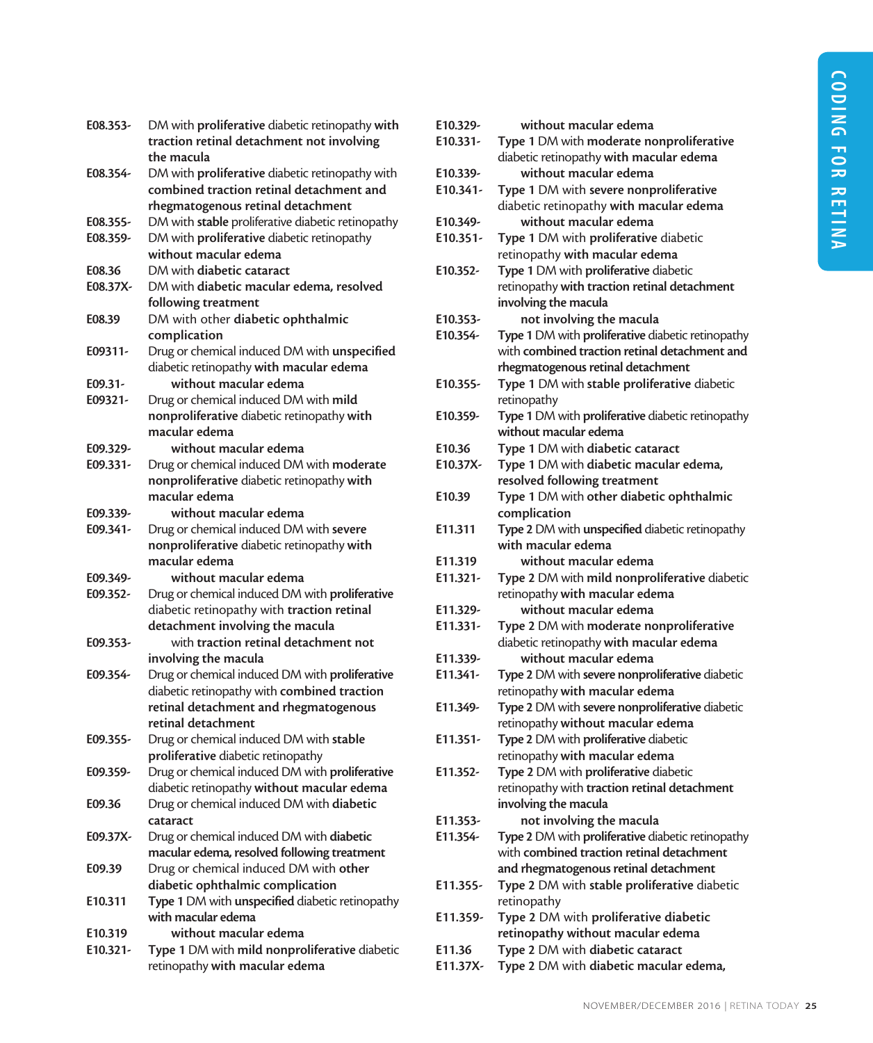| | |
|---|---|
| **E08.353-** | DM with **proliferative** diabetic retinopathy **with traction retinal detachment not involving the macula** |
| **E08.354-** | DM with **proliferative** diabetic retinopathy with **combined traction retinal detachment and rhegmatogenous retinal detachment** |
| **E08.355-** | DM with **stable** proliferative diabetic retinopathy |
| **E08.359-** | DM with **proliferative** diabetic retinopathy **without macular edema** |
| **E08.36** | DM with **diabetic cataract** |
| **E08.37X-** | DM with **diabetic macular edema, resolved following treatment** |
| **E08.39** | DM with other **diabetic ophthalmic complication** |
| **E09311-** | Drug or chemical induced DM with **unspecified** diabetic retinopathy **with macular edema** |
| **E09.31-** | **without macular edema** |
| **E09321-** | Drug or chemical induced DM with **mild nonproliferative** diabetic retinopathy **with macular edema** |
| **E09.329-** | **without macular edema** |
| **E09.331-** | Drug or chemical induced DM with **moderate nonproliferative** diabetic retinopathy **with macular edema** |
| **E09.339-** | **without macular edema** |
| **E09.341-** | Drug or chemical induced DM with **severe nonproliferative** diabetic retinopathy **with macular edema** |
| **E09.349-** | **without macular edema** |
| **E09.352-** | Drug or chemical induced DM with **proliferative** diabetic retinopathy with **traction retinal detachment involving the macula** |
| **E09.353-** | with **traction retinal detachment not involving the macula** |
| **E09.354-** | Drug or chemical induced DM with **proliferative** diabetic retinopathy with **combined traction retinal detachment and rhegmatogenous retinal detachment** |
| **E09.355-** | Drug or chemical induced DM with **stable proliferative** diabetic retinopathy |
| **E09.359-** | Drug or chemical induced DM with **proliferative** diabetic retinopathy **without macular edema** |
| **E09.36** | Drug or chemical induced DM with **diabetic cataract** |
| **E09.37X-** | Drug or chemical induced DM with **diabetic macular edema, resolved following treatment** |
| **E09.39** | Drug or chemical induced DM with **other diabetic ophthalmic complication** |
| **E10.311** | **Type 1** DM with **unspecified** diabetic retinopathy **with macular edema** |
| **E10.319** | **without macular edema** |
| **E10.321-** | **Type 1** DM with **mild nonproliferative** diabetic retinopathy **with macular edema** |
| **E10.329-** | **without macular edema** |
| **E10.331-** | **Type 1** DM with **moderate nonproliferative** diabetic retinopathy **with macular edema** |
| **E10.339-** | **without macular edema** |
| **E10.341-** | **Type 1** DM with **severe nonproliferative** diabetic retinopathy **with macular edema** |
| **E10.349-** | **without macular edema** |
| **E10.351-** | **Type 1** DM with **proliferative** diabetic retinopathy **with macular edema** |
| **E10.352-** | **Type 1** DM with **proliferative** diabetic retinopathy **with traction retinal detachment involving the macula** |
| **E10.353-** | **not involving the macula** |
| **E10.354-** | **Type 1** DM with **proliferative** diabetic retinopathy with **combined traction retinal detachment and rhegmatogenous retinal detachment** |
| **E10.355-** | **Type 1** DM with **stable proliferative** diabetic retinopathy |
| **E10.359-** | **Type 1** DM with **proliferative** diabetic retinopathy **without macular edema** |
| **E10.36** | **Type 1** DM with **diabetic cataract** |
| **E10.37X-** | **Type 1** DM with **diabetic macular edema, resolved following treatment** |
| **E10.39** | **Type 1** DM with **other diabetic ophthalmic complication** |
| **E11.311** | **Type 2** DM with **unspecified** diabetic retinopathy **with macular edema** |
| **E11.319** | **without macular edema** |
| **E11.321-** | **Type 2** DM with **mild nonproliferative** diabetic retinopathy **with macular edema** |
| **E11.329-** | **without macular edema** |
| **E11.331-** | **Type 2** DM with **moderate nonproliferative** diabetic retinopathy **with macular edema** |
| **E11.339-** | **without macular edema** |
| **E11.341-** | **Type 2** DM with **severe nonproliferative** diabetic retinopathy **with macular edema** |
| **E11.349-** | **Type 2** DM with **severe nonproliferative** diabetic retinopathy **without macular edema** |
| **E11.351-** | **Type 2** DM with **proliferative** diabetic retinopathy **with macular edema** |
| **E11.352-** | **Type 2** DM with **proliferative** diabetic retinopathy with **traction retinal detachment involving the macula** |
| **E11.353-** | **not involving the macula** |
| **E11.354-** | **Type 2** DM with **proliferative** diabetic retinopathy with **combined traction retinal detachment and rhegmatogenous retinal detachment** |
| **E11.355-** | **Type 2** DM with **stable proliferative** diabetic retinopathy |
| **E11.359-** | **Type 2** DM with **proliferative diabetic retinopathy without macular edema** |
| **E11.36** | **Type 2** DM with **diabetic cataract** |
| **E11.37X-** | **Type 2** DM with **diabetic macular edema,** |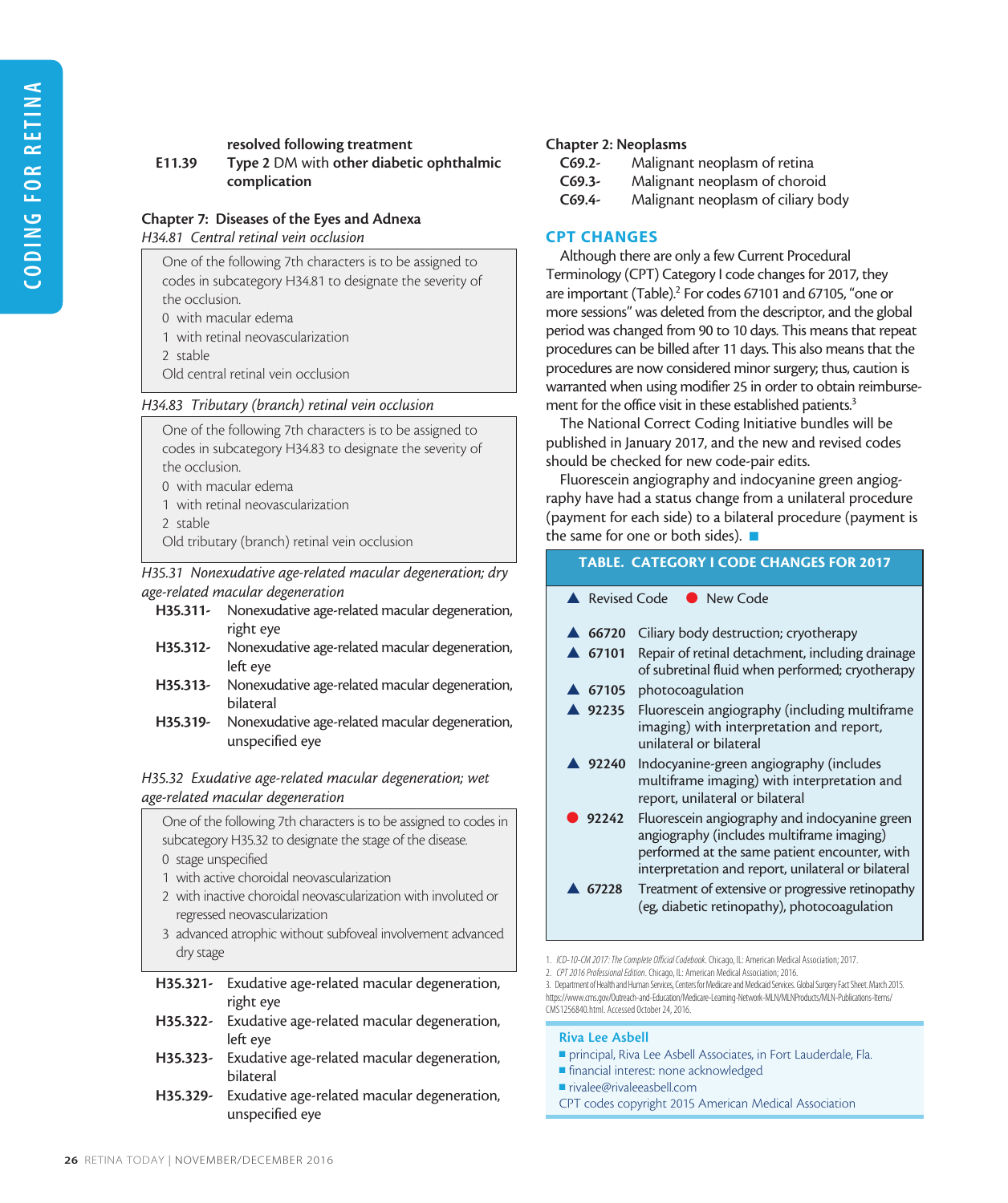resolved following treatment

**E11.39** **Type 2** DM with **other diabetic ophthalmic complication**

**Chapter 7: Diseases of the Eyes and Adnexa**

*H34.81 Central retinal vein occlusion*

> One of the following 7th characters is to be assigned to codes in subcategory H34.81 to designate the severity of the occlusion.
> 0 with macular edema
> 1 with retinal neovascularization
> 2 stable
> Old central retinal vein occlusion

*H34.83 Tributary (branch) retinal vein occlusion*

> One of the following 7th characters is to be assigned to codes in subcategory H34.83 to designate the severity of the occlusion.
> 0 with macular edema
> 1 with retinal neovascularization
> 2 stable
> Old tributary (branch) retinal vein occlusion

*H35.31 Nonexudative age-related macular degeneration; dry age-related macular degeneration*

**H35.311-** Nonexudative age-related macular degeneration, right eye
**H35.312-** Nonexudative age-related macular degeneration, left eye
**H35.313-** Nonexudative age-related macular degeneration, bilateral
**H35.319-** Nonexudative age-related macular degeneration, unspecified eye

*H35.32 Exudative age-related macular degeneration; wet age-related macular degeneration*

> One of the following 7th characters is to be assigned to codes in subcategory H35.32 to designate the stage of the disease.
> 0 stage unspecified
> 1 with active choroidal neovascularization
> 2 with inactive choroidal neovascularization with involuted or regressed neovascularization
> 3 advanced atrophic without subfoveal involvement advanced dry stage

**H35.321-** Exudative age-related macular degeneration, right eye
**H35.322-** Exudative age-related macular degeneration, left eye
**H35.323-** Exudative age-related macular degeneration, bilateral
**H35.329-** Exudative age-related macular degeneration, unspecified eye

**Chapter 2: Neoplasms**

**C69.2-** Malignant neoplasm of retina
**C69.3-** Malignant neoplasm of choroid
**C69.4-** Malignant neoplasm of ciliary body

## CPT CHANGES

Although there are only a few Current Procedural Terminology (CPT) Category I code changes for 2017, they are important (Table).[2] For codes 67101 and 67105, "one or more sessions" was deleted from the descriptor, and the global period was changed from 90 to 10 days. This means that repeat procedures can be billed after 11 days. This also means that the procedures are now considered minor surgery; thus, caution is warranted when using modifier 25 in order to obtain reimbursement for the office visit in these established patients.[3]

The National Correct Coding Initiative bundles will be published in January 2017, and the new and revised codes should be checked for new code-pair edits.

Fluorescein angiography and indocyanine green angiography have had a status change from a unilateral procedure (payment for each side) to a bilateral procedure (payment is the same for one or both sides). ■

**TABLE. CATEGORY I CODE CHANGES FOR 2017**

▲ Revised Code ● New Code

| | | |
|---|---|---|
| ▲ | **66720** | Ciliary body destruction; cryotherapy |
| ▲ | **67101** | Repair of retinal detachment, including drainage of subretinal fluid when performed; cryotherapy |
| ▲ | **67105** | photocoagulation |
| ▲ | **92235** | Fluorescein angiography (including multiframe imaging) with interpretation and report, unilateral or bilateral |
| ▲ | **92240** | Indocyanine-green angiography (includes multiframe imaging) with interpretation and report, unilateral or bilateral |
| ● | **92242** | Fluorescein angiography and indocyanine green angiography (includes multiframe imaging) performed at the same patient encounter, with interpretation and report, unilateral or bilateral |
| ▲ | **67228** | Treatment of extensive or progressive retinopathy (eg, diabetic retinopathy), photocoagulation |

1. *ICD-10-CM 2017: The Complete Official Codebook*. Chicago, IL: American Medical Association; 2017.
2. *CPT 2016 Professional Edition*. Chicago, IL: American Medical Association; 2016.
3. Department of Health and Human Services, Centers for Medicare and Medicaid Services. Global Surgery Fact Sheet. March 2015. https://www.cms.gov/Outreach-and-Education/Medicare-Learning-Network-MLN/MLNProducts/MLN-Publications-Items/CMS1256840.html. Accessed October 24, 2016.

**Riva Lee Asbell**
- principal, Riva Lee Asbell Associates, in Fort Lauderdale, Fla.
- financial interest: none acknowledged
- rivalee@rivaleeasbell.com

CPT codes copyright 2015 American Medical Association